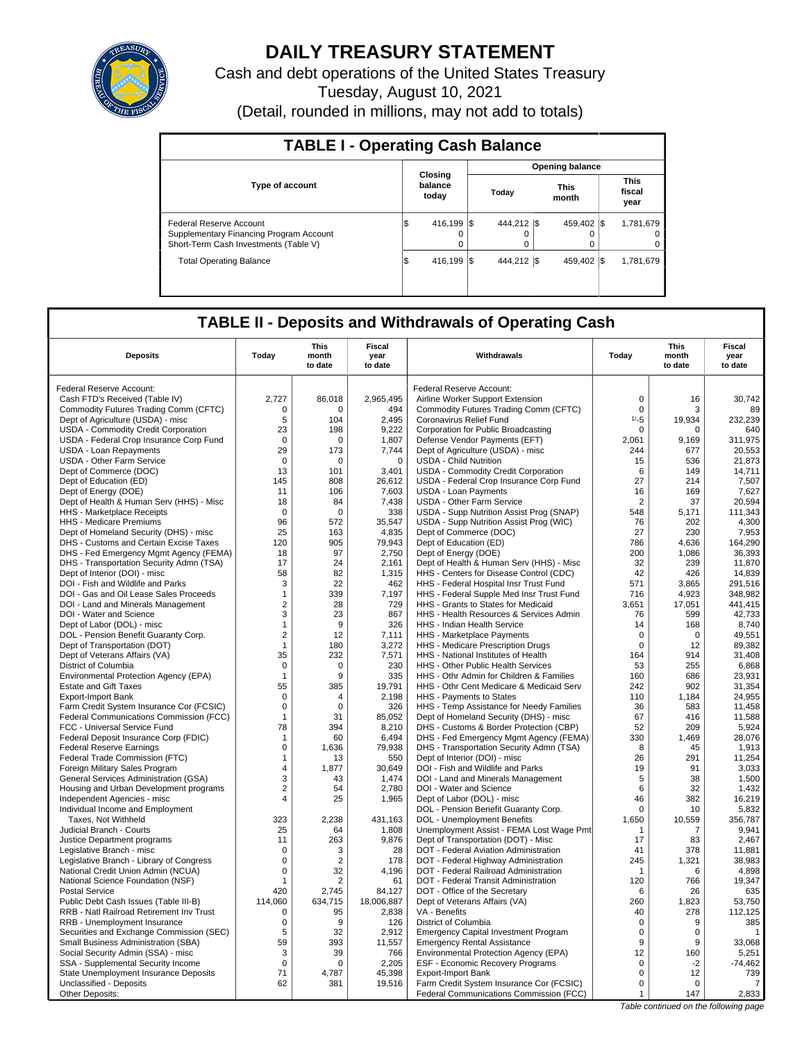# DAILY TREASURY STATEMENT

Cash and debt operations of the United States Treasury

Tuesday, August 10, 2021

(Detail, rounded in millions, may not add to totals)

## TABLE I - Operating Cash Balance

| Type of account | Closing balance today | Opening balance Today | Opening balance This month | Opening balance This fiscal year |
|---|---|---|---|---|
| Federal Reserve Account | $ 416,199 | $ 444,212 | $ 459,402 | $ 1,781,679 |
| Supplementary Financing Program Account | 0 | 0 | 0 | 0 |
| Short-Term Cash Investments (Table V) | 0 | 0 | 0 | 0 |
| Total Operating Balance | $ 416,199 | $ 444,212 | $ 459,402 | $ 1,781,679 |

## TABLE II - Deposits and Withdrawals of Operating Cash

| Deposits | Today | This month to date | Fiscal year to date | Withdrawals | Today | This month to date | Fiscal year to date |
|---|---|---|---|---|---|---|---|
| Federal Reserve Account: | | | | Federal Reserve Account: | | | |
| Cash FTD's Received (Table IV) | 2,727 | 86,018 | 2,965,495 | Airline Worker Support Extension | 0 | 16 | 30,742 |
| Commodity Futures Trading Comm (CFTC) | 0 | 0 | 494 | Commodity Futures Trading Comm (CFTC) | 0 | 3 | 89 |
| Dept of Agriculture (USDA) - misc | 5 | 104 | 2,495 | Coronavirus Relief Fund | 1/-5 | 19,934 | 232,239 |
| USDA - Commodity Credit Corporation | 23 | 198 | 9,222 | Corporation for Public Broadcasting | 0 | 0 | 640 |
| USDA - Federal Crop Insurance Corp Fund | 0 | 0 | 1,807 | Defense Vendor Payments (EFT) | 2,061 | 9,169 | 311,975 |
| USDA - Loan Repayments | 29 | 173 | 7,744 | Dept of Agriculture (USDA) - misc | 244 | 677 | 20,553 |
| USDA - Other Farm Service | 0 | 0 | 0 | USDA - Child Nutrition | 15 | 536 | 21,873 |
| Dept of Commerce (DOC) | 13 | 101 | 3,401 | USDA - Commodity Credit Corporation | 6 | 149 | 14,711 |
| Dept of Education (ED) | 145 | 808 | 26,612 | USDA - Federal Crop Insurance Corp Fund | 27 | 214 | 7,507 |
| Dept of Energy (DOE) | 11 | 106 | 7,603 | USDA - Loan Payments | 16 | 169 | 7,627 |
| Dept of Health & Human Serv (HHS) - Misc | 18 | 84 | 7,438 | USDA - Other Farm Service | 2 | 37 | 20,594 |
| HHS - Marketplace Receipts | 0 | 0 | 338 | USDA - Supp Nutrition Assist Prog (SNAP) | 548 | 5,171 | 111,343 |
| HHS - Medicare Premiums | 96 | 572 | 35,547 | USDA - Supp Nutrition Assist Prog (WIC) | 76 | 202 | 4,300 |
| Dept of Homeland Security (DHS) - misc | 25 | 163 | 4,835 | Dept of Commerce (DOC) | 27 | 230 | 7,953 |
| DHS - Customs and Certain Excise Taxes | 120 | 905 | 79,943 | Dept of Education (ED) | 786 | 4,636 | 164,290 |
| DHS - Fed Emergency Mgmt Agency (FEMA) | 18 | 97 | 2,750 | Dept of Energy (DOE) | 200 | 1,086 | 36,393 |
| DHS - Transportation Security Admn (TSA) | 17 | 24 | 2,161 | Dept of Health & Human Serv (HHS) - Misc | 32 | 239 | 11,870 |
| Dept of Interior (DOI) - misc | 58 | 82 | 1,315 | HHS - Centers for Disease Control (CDC) | 42 | 426 | 14,839 |
| DOI - Fish and Wildlife and Parks | 3 | 22 | 462 | HHS - Federal Hospital Insr Trust Fund | 571 | 3,865 | 291,516 |
| DOI - Gas and Oil Lease Sales Proceeds | 1 | 339 | 7,197 | HHS - Federal Supple Med Insr Trust Fund | 716 | 4,923 | 348,982 |
| DOI - Land and Minerals Management | 2 | 28 | 729 | HHS - Grants to States for Medicaid | 3,651 | 17,051 | 441,415 |
| DOI - Water and Science | 3 | 23 | 867 | HHS - Health Resources & Services Admin | 76 | 599 | 42,733 |
| Dept of Labor (DOL) - misc | 1 | 9 | 326 | HHS - Indian Health Service | 14 | 168 | 8,740 |
| DOL - Pension Benefit Guaranty Corp. | 2 | 12 | 7,111 | HHS - Marketplace Payments | 0 | 0 | 49,551 |
| Dept of Transportation (DOT) | 1 | 180 | 3,272 | HHS - Medicare Prescription Drugs | 0 | 12 | 89,382 |
| Dept of Veterans Affairs (VA) | 35 | 232 | 7,571 | HHS - National Institutes of Health | 164 | 914 | 31,408 |
| District of Columbia | 0 | 0 | 230 | HHS - Other Public Health Services | 53 | 255 | 6,868 |
| Environmental Protection Agency (EPA) | 1 | 9 | 335 | HHS - Othr Admin for Children & Families | 160 | 686 | 23,931 |
| Estate and Gift Taxes | 55 | 385 | 19,791 | HHS - Othr Cent Medicare & Medicaid Serv | 242 | 902 | 31,354 |
| Export-Import Bank | 0 | 4 | 2,198 | HHS - Payments to States | 110 | 1,184 | 24,955 |
| Farm Credit System Insurance Cor (FCSIC) | 0 | 0 | 326 | HHS - Temp Assistance for Needy Families | 36 | 583 | 11,458 |
| Federal Communications Commission (FCC) | 1 | 31 | 85,052 | Dept of Homeland Security (DHS) - misc | 67 | 416 | 11,588 |
| FCC - Universal Service Fund | 78 | 394 | 8,210 | DHS - Customs & Border Protection (CBP) | 52 | 209 | 5,924 |
| Federal Deposit Insurance Corp (FDIC) | 1 | 60 | 6,494 | DHS - Fed Emergency Mgmt Agency (FEMA) | 330 | 1,469 | 28,076 |
| Federal Reserve Earnings | 0 | 1,636 | 79,938 | DHS - Transportation Security Admn (TSA) | 8 | 45 | 1,913 |
| Federal Trade Commission (FTC) | 1 | 13 | 550 | Dept of Interior (DOI) - misc | 26 | 291 | 11,254 |
| Foreign Military Sales Program | 4 | 1,877 | 30,649 | DOI - Fish and Wildlife and Parks | 19 | 91 | 3,033 |
| General Services Administration (GSA) | 3 | 43 | 1,474 | DOI - Land and Minerals Management | 5 | 38 | 1,500 |
| Housing and Urban Development programs | 2 | 54 | 2,780 | DOI - Water and Science | 6 | 32 | 1,432 |
| Independent Agencies - misc | 4 | 25 | 1,965 | Dept of Labor (DOL) - misc | 46 | 382 | 16,219 |
| Individual Income and Employment Taxes, Not Withheld | 323 | 2,238 | 431,163 | DOL - Pension Benefit Guaranty Corp. | 0 | 10 | 5,832 |
| Judicial Branch - Courts | 25 | 64 | 1,808 | DOL - Unemployment Benefits | 1,650 | 10,559 | 356,787 |
| Justice Department programs | 11 | 263 | 9,876 | Unemployment Assist - FEMA Lost Wage Pmt | 1 | 7 | 9,941 |
| Legislative Branch - misc | 0 | 3 | 28 | Dept of Transportation (DOT) - Misc | 17 | 83 | 2,467 |
| Legislative Branch - Library of Congress | 0 | 2 | 178 | DOT - Federal Aviation Administration | 41 | 378 | 11,881 |
| National Credit Union Admin (NCUA) | 0 | 32 | 4,196 | DOT - Federal Highway Administration | 245 | 1,321 | 38,983 |
| National Science Foundation (NSF) | 1 | 2 | 61 | DOT - Federal Railroad Administration | 1 | 6 | 4,898 |
| Postal Service | 420 | 2,745 | 84,127 | DOT - Federal Transit Administration | 120 | 766 | 19,347 |
| Public Debt Cash Issues (Table III-B) | 114,060 | 634,715 | 18,006,887 | DOT - Office of the Secretary | 6 | 26 | 635 |
| RRB - Natl Railroad Retirement Inv Trust | 0 | 95 | 2,838 | Dept of Veterans Affairs (VA) | 260 | 1,823 | 53,750 |
| RRB - Unemployment Insurance | 0 | 9 | 126 | VA - Benefits | 40 | 278 | 112,125 |
| Securities and Exchange Commission (SEC) | 5 | 32 | 2,912 | District of Columbia | 0 | 9 | 385 |
| Small Business Administration (SBA) | 59 | 393 | 11,557 | Emergency Capital Investment Program | 0 | 0 | 1 |
| Social Security Admin (SSA) - misc | 3 | 39 | 766 | Emergency Rental Assistance | 9 | 9 | 33,068 |
| SSA - Supplemental Security Income | 0 | 0 | 2,205 | Environmental Protection Agency (EPA) | 12 | 160 | 5,251 |
| State Unemployment Insurance Deposits | 71 | 4,787 | 45,398 | ESF - Economic Recovery Programs | 0 | -2 | -74,462 |
| Unclassified - Deposits | 62 | 381 | 19,516 | Export-Import Bank | 0 | 12 | 739 |
| Other Deposits: | | | | Farm Credit System Insurance Cor (FCSIC) | 0 | 0 | 7 |
| | | | | Federal Communications Commission (FCC) | 1 | 147 | 2,833 |

*Table continued on the following page*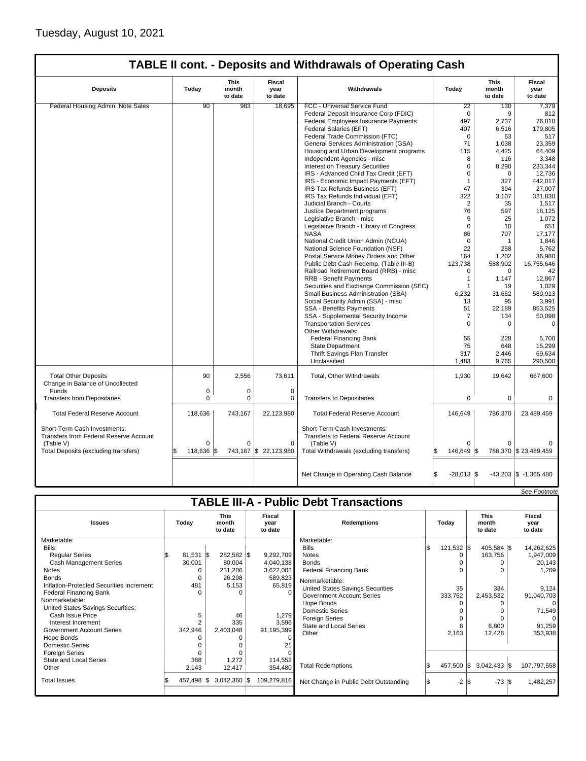Tuesday, August 10, 2021

## TABLE II cont. - Deposits and Withdrawals of Operating Cash

| Deposits | Today | This month to date | Fiscal year to date | Withdrawals | Today | This month to date | Fiscal year to date |
|---|---|---|---|---|---|---|---|
| Federal Housing Admin: Note Sales | 90 | 983 | 18,695 | FCC - Universal Service Fund | 22 | 130 | 7,379 |
| | | | | Federal Deposit Insurance Corp (FDIC) | 0 | 9 | 812 |
| | | | | Federal Employees Insurance Payments | 497 | 2,737 | 76,818 |
| | | | | Federal Salaries (EFT) | 407 | 6,516 | 179,805 |
| | | | | Federal Trade Commission (FTC) | 0 | 63 | 517 |
| | | | | General Services Administration (GSA) | 71 | 1,038 | 23,359 |
| | | | | Housing and Urban Development programs | 115 | 4,425 | 64,409 |
| | | | | Independent Agencies - misc | 8 | 116 | 3,348 |
| | | | | Interest on Treasury Securities | 0 | 8,290 | 233,344 |
| | | | | IRS - Advanced Child Tax Credit (EFT) | 0 | 0 | 12,736 |
| | | | | IRS - Economic Impact Payments (EFT) | 1 | 327 | 442,017 |
| | | | | IRS Tax Refunds Business (EFT) | 47 | 394 | 27,007 |
| | | | | IRS Tax Refunds Individual (EFT) | 322 | 3,107 | 321,830 |
| | | | | Judicial Branch - Courts | 2 | 35 | 1,517 |
| | | | | Justice Department programs | 76 | 597 | 18,125 |
| | | | | Legislative Branch - misc | 5 | 25 | 1,072 |
| | | | | Legislative Branch - Library of Congress | 0 | 10 | 651 |
| | | | | NASA | 86 | 707 | 17,177 |
| | | | | National Credit Union Admin (NCUA) | 0 | 1 | 1,846 |
| | | | | National Science Foundation (NSF) | 22 | 258 | 5,762 |
| | | | | Postal Service Money Orders and Other | 164 | 1,202 | 36,980 |
| | | | | Public Debt Cash Redemp. (Table III-B) | 123,738 | 588,902 | 16,755,646 |
| | | | | Railroad Retirement Board (RRB) - misc | 0 | 0 | 42 |
| | | | | RRB - Benefit Payments | 1 | 1,147 | 12,867 |
| | | | | Securities and Exchange Commission (SEC) | 1 | 19 | 1,029 |
| | | | | Small Business Administration (SBA) | 6,232 | 31,652 | 580,913 |
| | | | | Social Security Admin (SSA) - misc | 13 | 95 | 3,991 |
| | | | | SSA - Benefits Payments | 51 | 22,189 | 853,525 |
| | | | | SSA - Supplemental Security Income | 7 | 134 | 50,098 |
| | | | | Transportation Services | 0 | 0 | 0 |
| | | | | Other Withdrawals: | | | |
| | | | | Federal Financing Bank | 55 | 228 | 5,700 |
| | | | | State Department | 75 | 648 | 15,299 |
| | | | | Thrift Savings Plan Transfer | 317 | 2,446 | 69,634 |
| | | | | Unclassified | 1,483 | 9,765 | 290,500 |
| Total Other Deposits | 90 | 2,556 | 73,611 | Total, Other Withdrawals | 1,930 | 19,642 | 667,600 |
| Change in Balance of Uncollected Funds | 0 | 0 | 0 | | | | |
| Transfers from Depositaries | 0 | 0 | 0 | Transfers to Depositaries | 0 | 0 | 0 |
| Total Federal Reserve Account | 118,636 | 743,167 | 22,123,980 | Total Federal Reserve Account | 146,649 | 786,370 | 23,489,459 |
| Short-Term Cash Investments: Transfers from Federal Reserve Account (Table V) | 0 | 0 | 0 | Short-Term Cash Investments: Transfers to Federal Reserve Account (Table V) | 0 | 0 | 0 |
| Total Deposits (excluding transfers) | $ 118,636 | $ 743,167 | $ 22,123,980 | Total Withdrawals (excluding transfers) | $ 146,649 | $ 786,370 | $ 23,489,459 |
| | | | | Net Change in Operating Cash Balance | $ -28,013 | $ -43,203 | $ -1,365,480 |

*See Footnote*

## TABLE III-A - Public Debt Transactions

| Issues | Today | This month to date | Fiscal year to date | Redemptions | Today | This month to date | Fiscal year to date |
|---|---|---|---|---|---|---|---|
| Marketable: | | | | Marketable: | | | |
| Bills: | | | | Bills | $ 121,532 | $ 405,584 | $ 14,262,625 |
| Regular Series | $ 81,531 | $ 282,582 | $ 9,292,709 | Notes | 0 | 163,756 | 1,947,009 |
| Cash Management Series | 30,001 | 80,004 | 4,040,138 | Bonds | 0 | 0 | 20,143 |
| Notes | 0 | 231,206 | 3,622,002 | Federal Financing Bank | 0 | 0 | 1,209 |
| Bonds | 0 | 26,298 | 589,823 | Nonmarketable: | | | |
| Inflation-Protected Securities Increment | 481 | 5,153 | 65,819 | United States Savings Securities | 35 | 334 | 9,124 |
| Federal Financing Bank | 0 | 0 | 0 | Government Account Series | 333,762 | 2,453,532 | 91,040,703 |
| Nonmarketable: | | | | Hope Bonds | 0 | 0 | 0 |
| United States Savings Securities: | | | | Domestic Series | 0 | 0 | 71,549 |
| Cash Issue Price | 5 | 46 | 1,279 | Foreign Series | 0 | 0 | 0 |
| Interest Increment | 2 | 335 | 3,596 | State and Local Series | 8 | 6,800 | 91,259 |
| Government Account Series | 342,946 | 2,403,048 | 91,195,399 | Other | 2,163 | 12,428 | 353,938 |
| Hope Bonds | 0 | 0 | 0 | | | | |
| Domestic Series | 0 | 0 | 21 | | | | |
| Foreign Series | 0 | 0 | 0 | | | | |
| State and Local Series | 388 | 1,272 | 114,552 | | | | |
| Other | 2,143 | 12,417 | 354,480 | Total Redemptions | $ 457,500 | $ 3,042,433 | $ 107,797,558 |
| Total Issues | $ 457,498 | $ 3,042,360 | $ 109,279,816 | Net Change in Public Debt Outstanding | $ -2 | $ -73 | $ 1,482,257 |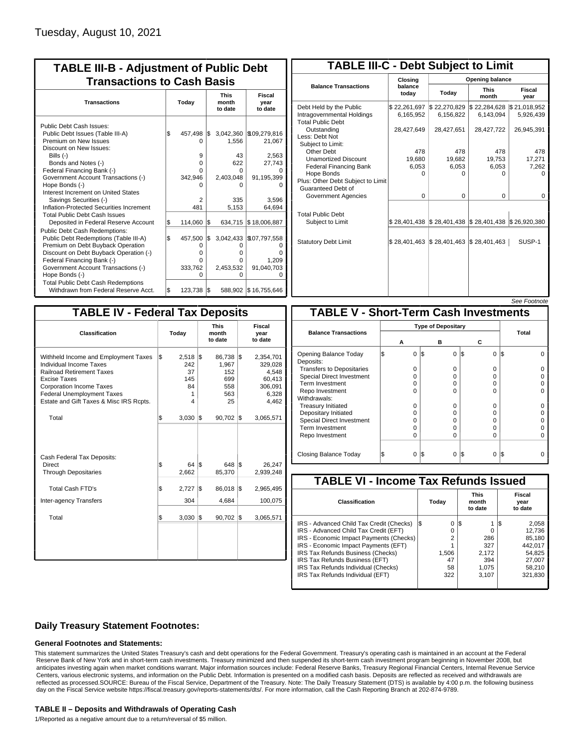Tuesday, August 10, 2021

## TABLE III-B - Adjustment of Public Debt Transactions to Cash Basis

| Transactions | Today | This month to date | Fiscal year to date |
|---|---|---|---|
| Public Debt Cash Issues: | | | |
| Public Debt Issues (Table III-A) | $ 457,498 | $ 3,042,360 | $109,279,816 |
| Premium on New Issues | 0 | 1,556 | 21,067 |
| Discount on New Issues: | | | |
| Bills (-) | 9 | 43 | 2,563 |
| Bonds and Notes (-) | 0 | 622 | 27,743 |
| Federal Financing Bank (-) | 0 | 0 | 0 |
| Government Account Transactions (-) | 342,946 | 2,403,048 | 91,195,399 |
| Hope Bonds (-) | 0 | 0 | 0 |
| Interest Increment on United States Savings Securities (-) | 2 | 335 | 3,596 |
| Inflation-Protected Securities Increment | 481 | 5,153 | 64,694 |
| Total Public Debt Cash Issues Deposited in Federal Reserve Account | $ 114,060 | $ 634,715 | $ 18,006,887 |
| Public Debt Cash Redemptions: | | | |
| Public Debt Redemptions (Table III-A) | $ 457,500 | $ 3,042,433 | $107,797,558 |
| Premium on Debt Buyback Operation | 0 | 0 | 0 |
| Discount on Debt Buyback Operation (-) | 0 | 0 | 0 |
| Federal Financing Bank (-) | 0 | 0 | 1,209 |
| Government Account Transactions (-) | 333,762 | 2,453,532 | 91,040,703 |
| Hope Bonds (-) | 0 | 0 | 0 |
| Total Public Debt Cash Redemptions Withdrawn from Federal Reserve Acct. | $ 123,738 | $ 588,902 | $ 16,755,646 |

## TABLE III-C - Debt Subject to Limit

| Balance Transactions | Closing balance today | Opening balance Today | Opening balance This month | Opening balance Fiscal year |
|---|---|---|---|---|
| Debt Held by the Public | $ 22,261,697 | $ 22,270,829 | $ 22,284,628 | $ 21,018,952 |
| Intragovernmental Holdings | 6,165,952 | 6,156,822 | 6,143,094 | 5,926,439 |
| Total Public Debt Outstanding | 28,427,649 | 28,427,651 | 28,427,722 | 26,945,391 |
| Less: Debt Not Subject to Limit: | | | | |
| Other Debt | 478 | 478 | 478 | 478 |
| Unamortized Discount | 19,680 | 19,682 | 19,753 | 17,271 |
| Federal Financing Bank | 6,053 | 6,053 | 6,053 | 7,262 |
| Hope Bonds | 0 | 0 | 0 | 0 |
| Plus: Other Debt Subject to Limit Guaranteed Debt of Government Agencies | 0 | 0 | 0 | 0 |
| Total Public Debt Subject to Limit | $ 28,401,438 | $ 28,401,438 | $ 28,401,438 | $ 26,920,380 |
| Statutory Debt Limit | $ 28,401,463 | $ 28,401,463 | $ 28,401,463 | SUSP-1 |

*See Footnote*

## TABLE IV - Federal Tax Deposits

| Classification | Today | This month to date | Fiscal year to date |
|---|---|---|---|
| Withheld Income and Employment Taxes | $ 2,518 | $ 86,738 | $ 2,354,701 |
| Individual Income Taxes | 242 | 1,967 | 329,028 |
| Railroad Retirement Taxes | 37 | 152 | 4,548 |
| Excise Taxes | 145 | 699 | 60,413 |
| Corporation Income Taxes | 84 | 558 | 306,091 |
| Federal Unemployment Taxes | 1 | 563 | 6,328 |
| Estate and Gift Taxes & Misc IRS Rcpts. | 4 | 25 | 4,462 |
| Total | $ 3,030 | $ 90,702 | $ 3,065,571 |
| Cash Federal Tax Deposits: | | | |
| Direct | $ 64 | $ 648 | $ 26,247 |
| Through Depositaries | 2,662 | 85,370 | 2,939,248 |
| Total Cash FTD's | $ 2,727 | $ 86,018 | $ 2,965,495 |
| Inter-agency Transfers | 304 | 4,684 | 100,075 |
| Total | $ 3,030 | $ 90,702 | $ 3,065,571 |

## TABLE V - Short-Term Cash Investments

| Balance Transactions | A | B | C | Total |
|---|---|---|---|---|
| Opening Balance Today | $ 0 | $ 0 | $ 0 | $ 0 |
| Deposits: | | | | |
| Transfers to Depositaries | 0 | 0 | 0 | 0 |
| Special Direct Investment | 0 | 0 | 0 | 0 |
| Term Investment | 0 | 0 | 0 | 0 |
| Repo Investment | 0 | 0 | 0 | 0 |
| Withdrawals: | | | | |
| Treasury Initiated | 0 | 0 | 0 | 0 |
| Depositary Initiated | 0 | 0 | 0 | 0 |
| Special Direct Investment | 0 | 0 | 0 | 0 |
| Term Investment | 0 | 0 | 0 | 0 |
| Repo Investment | 0 | 0 | 0 | 0 |
| Closing Balance Today | $ 0 | $ 0 | $ 0 | $ 0 |

## TABLE VI - Income Tax Refunds Issued

| Classification | Today | This month to date | Fiscal year to date |
|---|---|---|---|
| IRS - Advanced Child Tax Credit (Checks) | $ 0 | $ 1 | $ 2,058 |
| IRS - Advanced Child Tax Credit (EFT) | 0 | 0 | 12,736 |
| IRS - Economic Impact Payments (Checks) | 2 | 286 | 85,180 |
| IRS - Economic Impact Payments (EFT) | 1 | 327 | 442,017 |
| IRS Tax Refunds Business (Checks) | 1,506 | 2,172 | 54,825 |
| IRS Tax Refunds Business (EFT) | 47 | 394 | 27,007 |
| IRS Tax Refunds Individual (Checks) | 58 | 1,075 | 58,210 |
| IRS Tax Refunds Individual (EFT) | 322 | 3,107 | 321,830 |

### Daily Treasury Statement Footnotes:

#### General Footnotes and Statements:

This statement summarizes the United States Treasury's cash and debt operations for the Federal Government. Treasury's operating cash is maintained in an account at the Federal Reserve Bank of New York and in short-term cash investments. Treasury minimized and then suspended its short-term cash investment program beginning in November 2008, but anticipates investing again when market conditions warrant. Major information sources include: Federal Reserve Banks, Treasury Regional Financial Centers, Internal Revenue Service Centers, various electronic systems, and information on the Public Debt. Information is presented on a modified cash basis. Deposits are reflected as received and withdrawals are reflected as processed.SOURCE: Bureau of the Fiscal Service, Department of the Treasury. Note: The Daily Treasury Statement (DTS) is available by 4:00 p.m. the following business day on the Fiscal Service website https://fiscal.treasury.gov/reports-statements/dts/. For more information, call the Cash Reporting Branch at 202-874-9789.

#### TABLE II – Deposits and Withdrawals of Operating Cash

1/Reported as a negative amount due to a return/reversal of $5 million.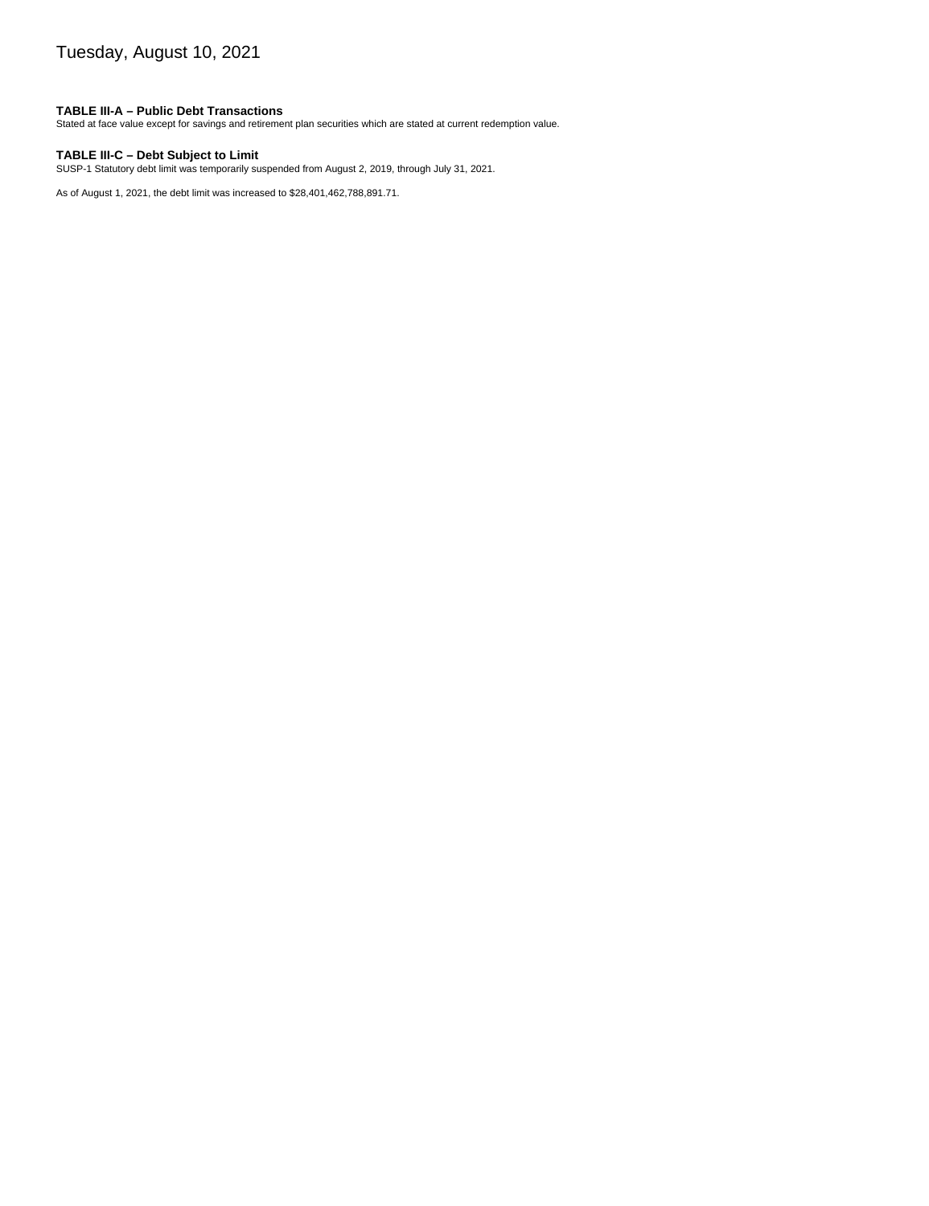Tuesday, August 10, 2021

**TABLE III-A – Public Debt Transactions**

Stated at face value except for savings and retirement plan securities which are stated at current redemption value.

**TABLE III-C – Debt Subject to Limit**

SUSP-1 Statutory debt limit was temporarily suspended from August 2, 2019, through July 31, 2021.

As of August 1, 2021, the debt limit was increased to $28,401,462,788,891.71.